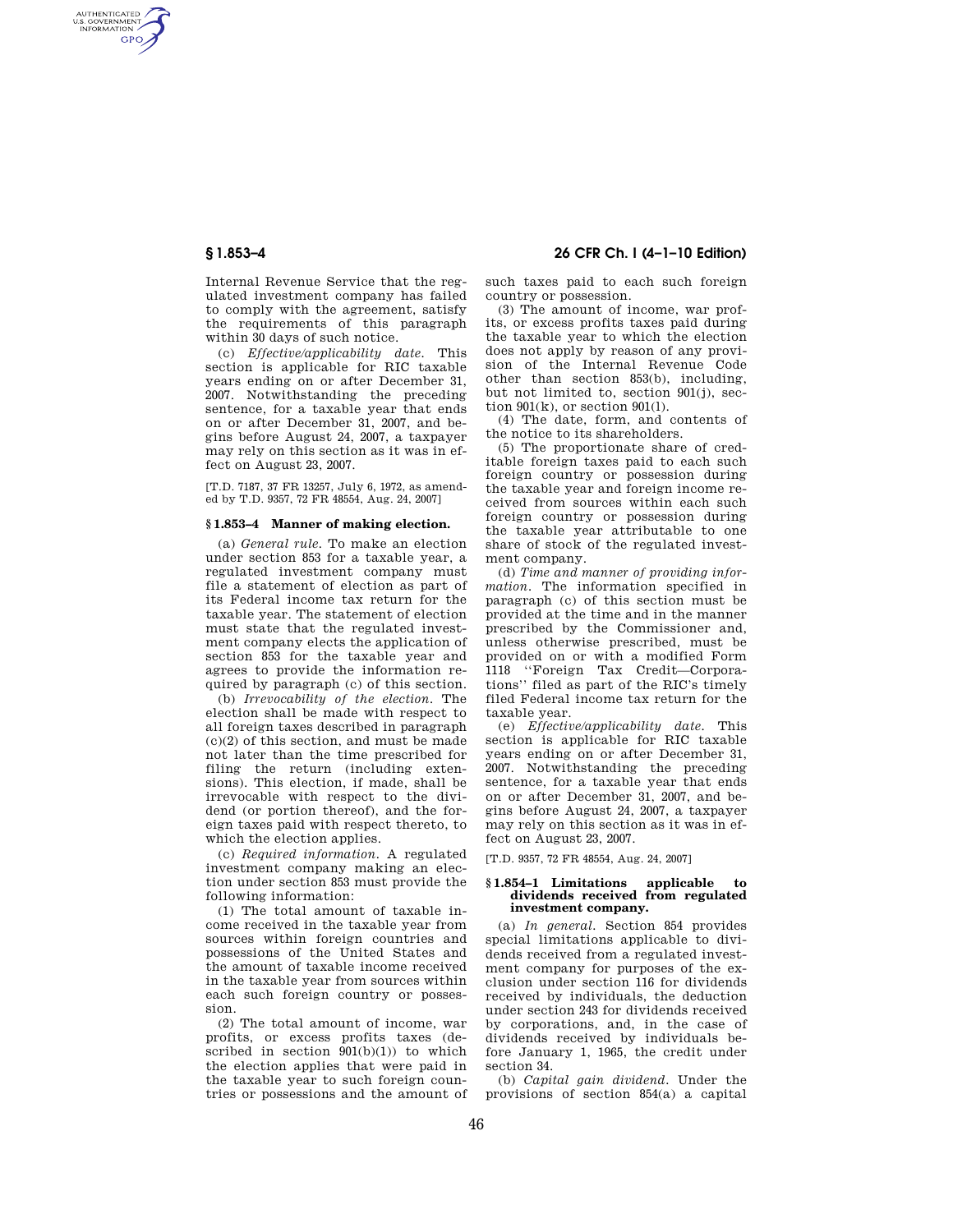Internal Revenue Service that the regulated investment company has failed to comply with the agreement, satisfy the requirements of this paragraph within 30 days of such notice.

(c) *Effective/applicability date.* This section is applicable for RIC taxable years ending on or after December 31, 2007. Notwithstanding the preceding sentence, for a taxable year that ends on or after December 31, 2007, and begins before August 24, 2007, a taxpayer may rely on this section as it was in effect on August 23, 2007.

[T.D. 7187, 37 FR 13257, July 6, 1972, as amended by T.D. 9357, 72 FR 48554, Aug. 24, 2007]

## § 1.853–4 Manner of making election.

(a) *General rule.* To make an election under section 853 for a taxable year, a regulated investment company must file a statement of election as part of its Federal income tax return for the taxable year. The statement of election must state that the regulated investment company elects the application of section 853 for the taxable year and agrees to provide the information required by paragraph (c) of this section.

(b) *Irrevocability of the election.* The election shall be made with respect to all foreign taxes described in paragraph (c)(2) of this section, and must be made not later than the time prescribed for filing the return (including extensions). This election, if made, shall be irrevocable with respect to the dividend (or portion thereof), and the foreign taxes paid with respect thereto, to which the election applies.

(c) *Required information.* A regulated investment company making an election under section 853 must provide the following information:

(1) The total amount of taxable income received in the taxable year from sources within foreign countries and possessions of the United States and the amount of taxable income received in the taxable year from sources within each such foreign country or possession.

(2) The total amount of income, war profits, or excess profits taxes (described in section 901(b)(1)) to which the election applies that were paid in the taxable year to such foreign countries or possessions and the amount of such taxes paid to each such foreign country or possession.

(3) The amount of income, war profits, or excess profits taxes paid during the taxable year to which the election does not apply by reason of any provision of the Internal Revenue Code other than section 853(b), including, but not limited to, section 901(j), section 901(k), or section 901(l).

(4) The date, form, and contents of the notice to its shareholders.

(5) The proportionate share of creditable foreign taxes paid to each such foreign country or possession during the taxable year and foreign income received from sources within each such foreign country or possession during the taxable year attributable to one share of stock of the regulated investment company.

(d) *Time and manner of providing information.* The information specified in paragraph (c) of this section must be provided at the time and in the manner prescribed by the Commissioner and, unless otherwise prescribed, must be provided on or with a modified Form 1118 ''Foreign Tax Credit—Corporations'' filed as part of the RIC's timely filed Federal income tax return for the taxable year.

(e) *Effective/applicability date.* This section is applicable for RIC taxable years ending on or after December 31, 2007. Notwithstanding the preceding sentence, for a taxable year that ends on or after December 31, 2007, and begins before August 24, 2007, a taxpayer may rely on this section as it was in effect on August 23, 2007.

[T.D. 9357, 72 FR 48554, Aug. 24, 2007]

## § 1.854–1 Limitations applicable to dividends received from regulated investment company.

(a) *In general.* Section 854 provides special limitations applicable to dividends received from a regulated investment company for purposes of the exclusion under section 116 for dividends received by individuals, the deduction under section 243 for dividends received by corporations, and, in the case of dividends received by individuals before January 1, 1965, the credit under section 34.

(b) *Capital gain dividend.* Under the provisions of section 854(a) a capital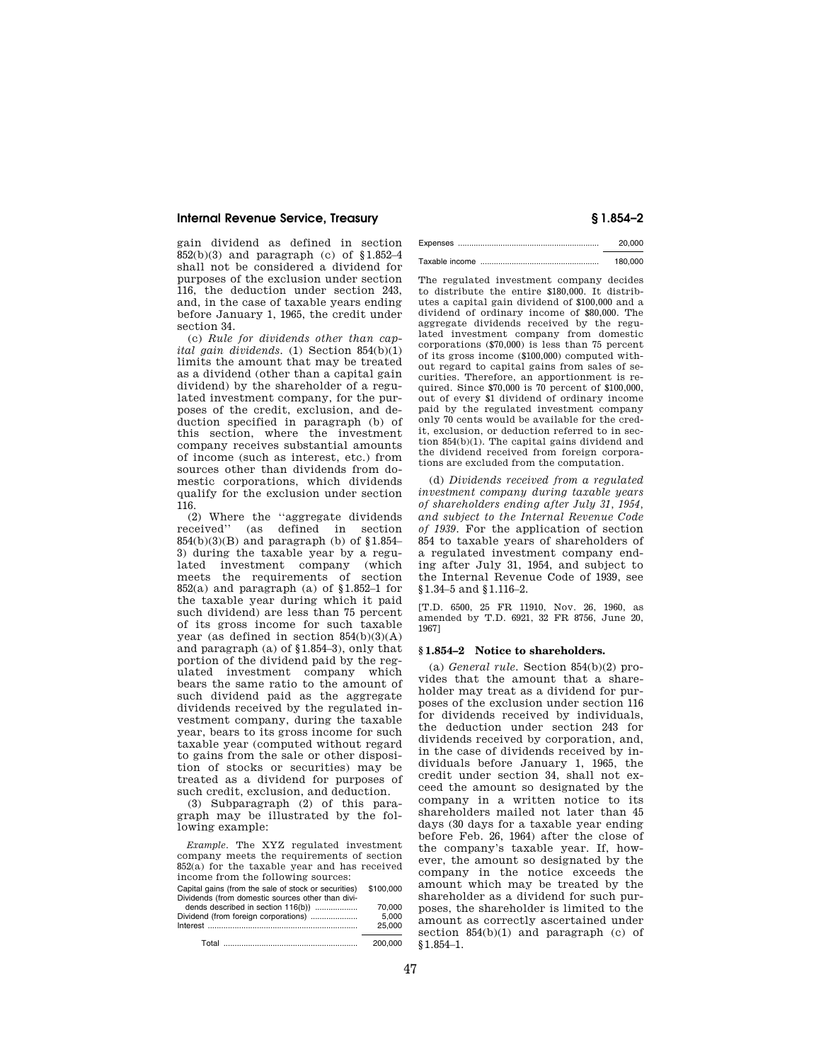gain dividend as defined in section 852(b)(3) and paragraph (c) of §1.852–4 shall not be considered a dividend for purposes of the exclusion under section 116, the deduction under section 243, and, in the case of taxable years ending before January 1, 1965, the credit under section 34.

(c) *Rule for dividends other than capital gain dividends.* (1) Section 854(b)(1) limits the amount that may be treated as a dividend (other than a capital gain dividend) by the shareholder of a regulated investment company, for the purposes of the credit, exclusion, and deduction specified in paragraph (b) of this section, where the investment company receives substantial amounts of income (such as interest, etc.) from sources other than dividends from domestic corporations, which dividends qualify for the exclusion under section 116.

(2) Where the "aggregate dividends received" (as defined in section 854(b)(3)(B) and paragraph (b) of §1.854–3) during the taxable year by a regulated investment company (which meets the requirements of section 852(a) and paragraph (a) of §1.852–1 for the taxable year during which it paid such dividend) are less than 75 percent of its gross income for such taxable year (as defined in section 854(b)(3)(A) and paragraph (a) of §1.854–3), only that portion of the dividend paid by the regulated investment company which bears the same ratio to the amount of such dividend paid as the aggregate dividends received by the regulated investment company, during the taxable year, bears to its gross income for such taxable year (computed without regard to gains from the sale or other disposition of stocks or securities) may be treated as a dividend for purposes of such credit, exclusion, and deduction.

(3) Subparagraph (2) of this paragraph may be illustrated by the following example:

*Example.* The XYZ regulated investment company meets the requirements of section 852(a) for the taxable year and has received income from the following sources:

| | |
|---|---|
| Capital gains (from the sale of stock or securities) | $100,000 |
| Dividends (from domestic sources other than dividends described in section 116(b)) | 70,000 |
| Dividend (from foreign corporations) | 5,000 |
| Interest | 25,000 |
| Total | 200,000 |
| Expenses | 20,000 |
| Taxable income | 180,000 |

The regulated investment company decides to distribute the entire $180,000. It distributes a capital gain dividend of $100,000 and a dividend of ordinary income of $80,000. The aggregate dividends received by the regulated investment company from domestic corporations ($70,000) is less than 75 percent of its gross income ($100,000) computed without regard to capital gains from sales of securities. Therefore, an apportionment is required. Since $70,000 is 70 percent of $100,000, out of every $1 dividend of ordinary income paid by the regulated investment company only 70 cents would be available for the credit, exclusion, or deduction referred to in section 854(b)(1). The capital gains dividend and the dividend received from foreign corporations are excluded from the computation.

(d) *Dividends received from a regulated investment company during taxable years of shareholders ending after July 31, 1954, and subject to the Internal Revenue Code of 1939.* For the application of section 854 to taxable years of shareholders of a regulated investment company ending after July 31, 1954, and subject to the Internal Revenue Code of 1939, see §1.34–5 and §1.116–2.

[T.D. 6500, 25 FR 11910, Nov. 26, 1960, as amended by T.D. 6921, 32 FR 8756, June 20, 1967]

## §1.854–2 Notice to shareholders.

(a) *General rule.* Section 854(b)(2) provides that the amount that a shareholder may treat as a dividend for purposes of the exclusion under section 116 for dividends received by individuals, the deduction under section 243 for dividends received by corporation, and, in the case of dividends received by individuals before January 1, 1965, the credit under section 34, shall not exceed the amount so designated by the company in a written notice to its shareholders mailed not later than 45 days (30 days for a taxable year ending before Feb. 26, 1964) after the close of the company's taxable year. If, however, the amount so designated by the company in the notice exceeds the amount which may be treated by the shareholder as a dividend for such purposes, the shareholder is limited to the amount as correctly ascertained under section 854(b)(1) and paragraph (c) of §1.854–1.